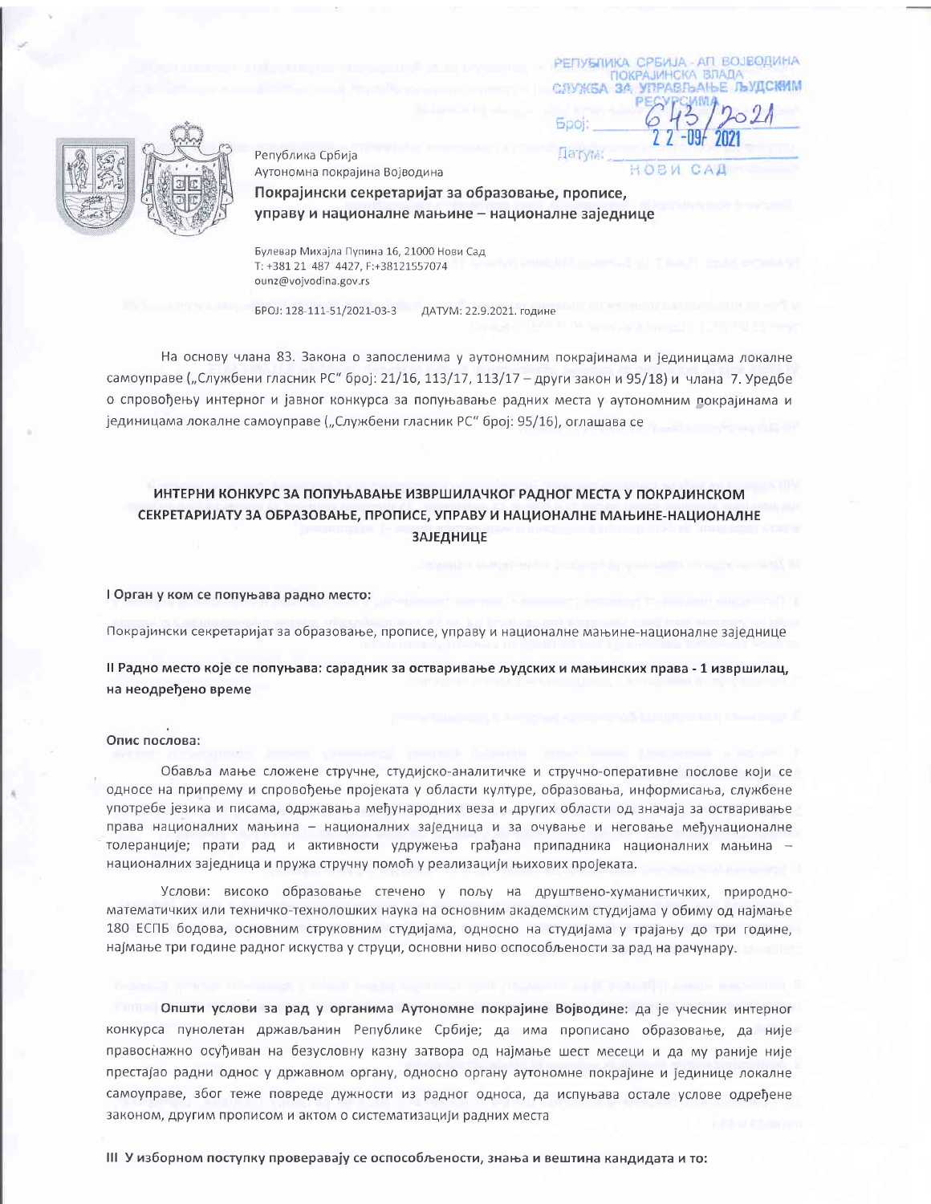РЕПУБЛИКА СРБИЈА - АП ВОЈВОДИНА
ПОКРАЈИНСКА ВЛАДА
СЛУЖБА ЗА УПРАВЉАЊЕ ЉУДСКИМ РЕСУРСИМА
Број: 643/2021
Датум: 22-09-2021
НОВИ САД

Република Србија
Аутономна покрајина Војводина

**Покрајински секретаријат за образовање, прописе, управу и националне мањине – националне заједнице**

Булевар Михајла Пупина 16, 21000 Нови Сад
Т: +381 21 487 4427, Ф:+38121557074
ounz@vojvodina.gov.rs

БРОЈ: 128-111-51/2021-03-3 ДАТУМ: 22.9.2021. године

На основу члана 83. Закона о запосленима у аутономним покрајинама и јединицама локалне самоуправе („Службени гласник РС" број: 21/16, 113/17, 113/17 – други закон и 95/18) и члана 7. Уредбе о спровођењу интерног и јавног конкурса за попуњавање радних места у аутономним покрајинама и јединицама локалне самоуправе („Службени гласник РС" број: 95/16), оглашава се

## ИНТЕРНИ КОНКУРС ЗА ПОПУЊАВАЊЕ ИЗВРШИЛАЧКОГ РАДНОГ МЕСТА У ПОКРАЈИНСКОМ СЕКРЕТАРИЈАТУ ЗА ОБРАЗОВАЊЕ, ПРОПИСЕ, УПРАВУ И НАЦИОНАЛНЕ МАЊИНЕ-НАЦИОНАЛНЕ ЗАЈЕДНИЦЕ

**I Орган у ком се попуњава радно место:**

Покрајински секретаријат за образовање, прописе, управу и националне мањине-националне заједнице

**II Радно место које се попуњава: сарадник за остваривање људских и мањинских права - 1 извршилац, на неодређено време**

**Опис послова:**

Обавља мање сложене стручне, студијско-аналитичке и стручно-оперативне послове који се односе на припрему и спровођење пројеката у области културе, образовања, информисања, службене употребе језика и писама, одржавања међународних веза и других области од значаја за остваривање права националних мањина – националних заједница и за очување и неговање међунационалне толеранције; прати рад и активности удружења грађана припадника националних мањина – националних заједница и пружа стручну помоћ у реализацији њихових пројеката.

Услови: високо образовање стечено у пољу на друштвено-хуманистичких, природно-математичких или техничко-технолошких наука на основним академским студијама у обиму од најмање 180 ЕСПБ бодова, основним струковним студијама, односно на студијама у трајању до три године, најмање три године радног искуства у струци, основни ниво оспособљености за рад на рачунару.

**Општи услови за рад у органима Аутономне покрајине Војводине:** да је учесник интерног конкурса пунолетан држављанин Републике Србије; да има прописано образовање, да није правоснажно осуђиван на безусловну казну затвора од најмање шест месеци и да му раније није престајао радни однос у државном органу, односно органу аутономне покрајине и јединице локалне самоуправе, због теже повреде дужности из радног односа, да испуњава остале услове одређене законом, другим прописом и актом о систематизацији радних места

**III У изборном поступку проверавају се оспособљености, знања и вештина кандидата и то:**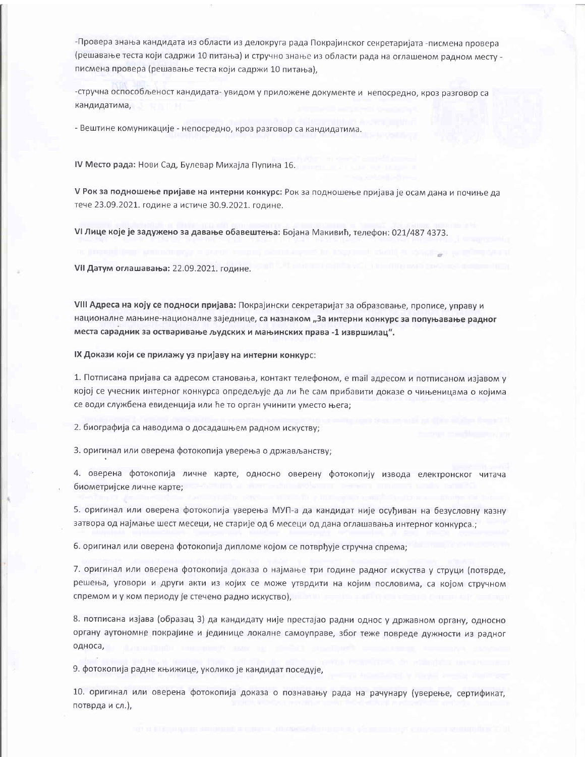-Провера знања кандидата из области из делокруга рада Покрајинског секретаријата -писмена провера (решавање теста који садржи 10 питања) и стручно знање из области рада на оглашеном радном месту - писмена провера (решавање теста који садржи 10 питања),

-стручна оспособљеност кандидата- увидом у приложене документе и непосредно, кроз разговор са кандидатима,

- Вештине комуникације - непосредно, кроз разговор са кандидатима.

**IV Место рада:** Нови Сад, Булевар Михајла Пупина 16.

**V Рок за подношење пријаве на интерни конкурс:** Рок за подношење пријава је осам дана и почиње да тече 23.09.2021. године а истиче 30.9.2021. године.

**VI Лице које је задужено за давање обавештења:** Бојана Макивић, телефон: 021/487 4373.

**VII Датум оглашавања:** 22.09.2021. године.

**VIII Адреса на коју се подноси пријава:** Покрајински секретаријат за образовање, прописе, управу и националне мањине-националне заједнице, **са назнаком „За интерни конкурс за попуњавање радног места сарадник за остваривање људских и мањинских права -1 извршилац".**

**IX Докази који се прилажу уз пријаву на интерни конкурс**:

1. Потписана пријава са адресом становања, контакт телефоном, е mail адресом и потписаном изјавом у којој се учесник интерног конкурса опредељује да ли ће сам прибавити доказе о чињеницама о којима се води службена евиденција или ће то орган учинити уместо њега;

2. биографија са наводима о досадашњем радном искуству;

3. оригинал или оверена фотокопија уверења о држављанству;

4. оверена фотокопија личне карте, односно оверену фотокопију извода електронског читача биометријске личне карте;

5. оригинал или оверена фотокопија уверења МУП-а да кандидат није осуђиван на безусловну казну затвора од најмање шест месеци, не старије од 6 месеци од дана оглашавања интерног конкурса.;

6. оригинал или оверена фотокопија дипломе којом се потврђује стручна спрема;

7. оригинал или оверена фотокопија доказа о најмање три године радног искуства у струци (потврде, решења, уговори и други акти из којих се може утврдити на којим пословима, са којом стручном спремом и у ком периоду је стечено радно искуство),

8. потписана изјава (образац 3) да кандидату није престајао радни однос у државном органу, односно органу аутономне покрајине и јединице локалне самоуправе, због теже повреде дужности из радног односа,

9. фотокопија радне књижице, уколико је кандидат поседује,

10. оригинал или оверена фотокопија доказа о познавању рада на рачунару (уверење, сертификат, потврда и сл.),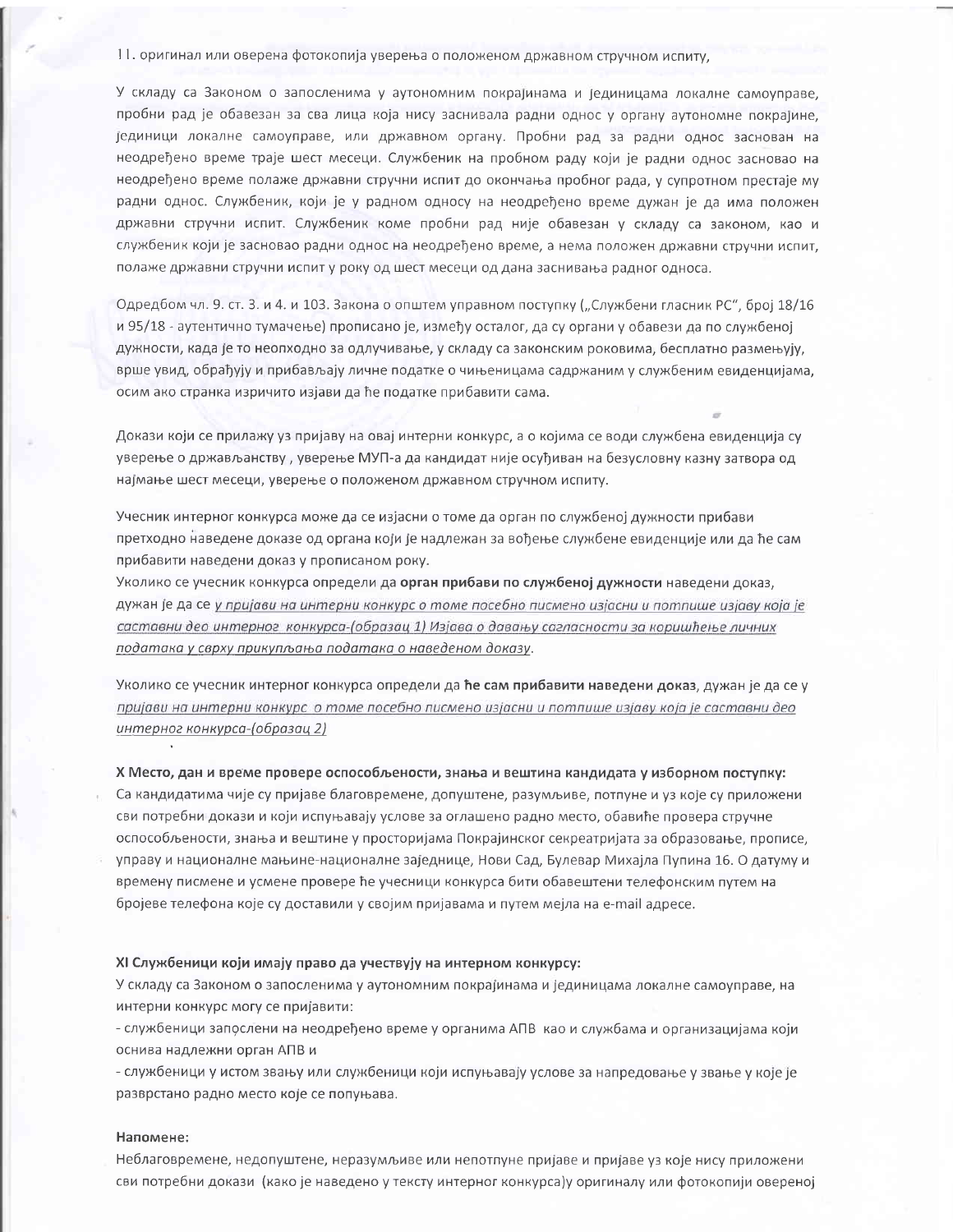11. оригинал или оверена фотокопија уверења о положеном државном стручном испиту,

У складу са Законом о запосленима у аутономним покрајинама и јединицама локалне самоуправе, пробни рад је обавезан за сва лица која нису заснивала радни однос у органу аутономне покрајине, јединици локалне самоуправе, или државном органу. Пробни рад за радни однос заснован на неодређено време траје шест месеци. Службеник на пробном раду који је радни однос засновао на неодређено време полаже државни стручни испит до окончања пробног рада, у супротном престаје му радни однос. Службеник, који је у радном односу на неодређено време дужан је да има положен државни стручни испит. Службеник коме пробни рад није обавезан у складу са законом, као и службеник који је засновао радни однос на неодређено време, а нема положен државни стручни испит, полаже државни стручни испит у року од шест месеци од дана заснивања радног односа.

Одредбом чл. 9. ст. 3. и 4. и 103. Закона о општем управном поступку („Службени гласник РС", број 18/16 и 95/18 - аутентично тумачење) прописано је, између осталог, да су органи у обавези да по службеној дужности, када је то неопходно за одлучивање, у складу са законским роковима, бесплатно размењују, врше увид, обрађују и прибављају личне податке о чињеницама садржаним у службеним евиденцијама, осим ако странка изричито изјави да ће податке прибавити сама.

Докази који се прилажу уз пријаву на овај интерни конкурс, а о којима се води службена евиденција су уверење о држављанству , уверење МУП-а да кандидат није осуђиван на безусловну казну затвора од најмање шест месеци, уверење о положеном државном стручном испиту.

Учесник интерног конкурса може да се изјасни о томе да орган по службеној дужности прибави претходно наведене доказе од органа који је надлежан за вођење службене евиденције или да ће сам прибавити наведени доказ у прописаном року.

Уколико се учесник конкурса определи да **орган прибави по службеној дужности** наведени доказ, дужан је да се *у пријави на интерни конкурс о томе посебно писмено изјасни и потпише изјаву која је саставни део интерног конкурса-(образац 1) Изјава о давању сагласности за коришћење личних података у сврху прикупљања података о наведеном доказу*.

Уколико се учесник интерног конкурса определи да **ће сам прибавити наведени доказ**, дужан је да се у *пријави на интерни конкурс о томе посебно писмено изјасни и потпише изјаву која је саставни део интерног конкурса-(образац 2)*

**X Место, дан и време провере оспособљености, знања и вештина кандидата у изборном поступку:**
Са кандидатима чије су пријаве благовремене, допуштене, разумљиве, потпуне и уз које су приложени сви потребни докази и који испуњавају услове за оглашено радно место, обавиће провера стручне оспособљености, знања и вештине у просторијама Покрајинског секреатријата за образовање, прописе, управу и националне мањине-националне заједнице, Нови Сад, Булевар Михајла Пупина 16. О датуму и времену писмене и усмене провере ће учесници конкурса бити обавештени телефонским путем на бројеве телефона које су доставили у својим пријавама и путем мејла на e-mail адресе.

**XI Службеници који имају право да учествују на интерном конкурсу:**
У складу са Законом о запосленима у аутономним покрајинама и јединицама локалне самоуправе, на интерни конкурс могу се пријавити:

- службеници запослени на неодређено време у органима АПВ као и службама и организацијама који оснива надлежни орган АПВ и
- службеници у истом звању или службеници који испуњавају услове за напредовање у звање у које је разврстано радно место које се попуњава.

**Напомене:**
Неблаговремене, недопуштене, неразумљиве или непотпуне пријаве и пријаве уз које нису приложени сви потребни докази (како је наведено у тексту интерног конкурса)у оригиналу или фотокопији овереној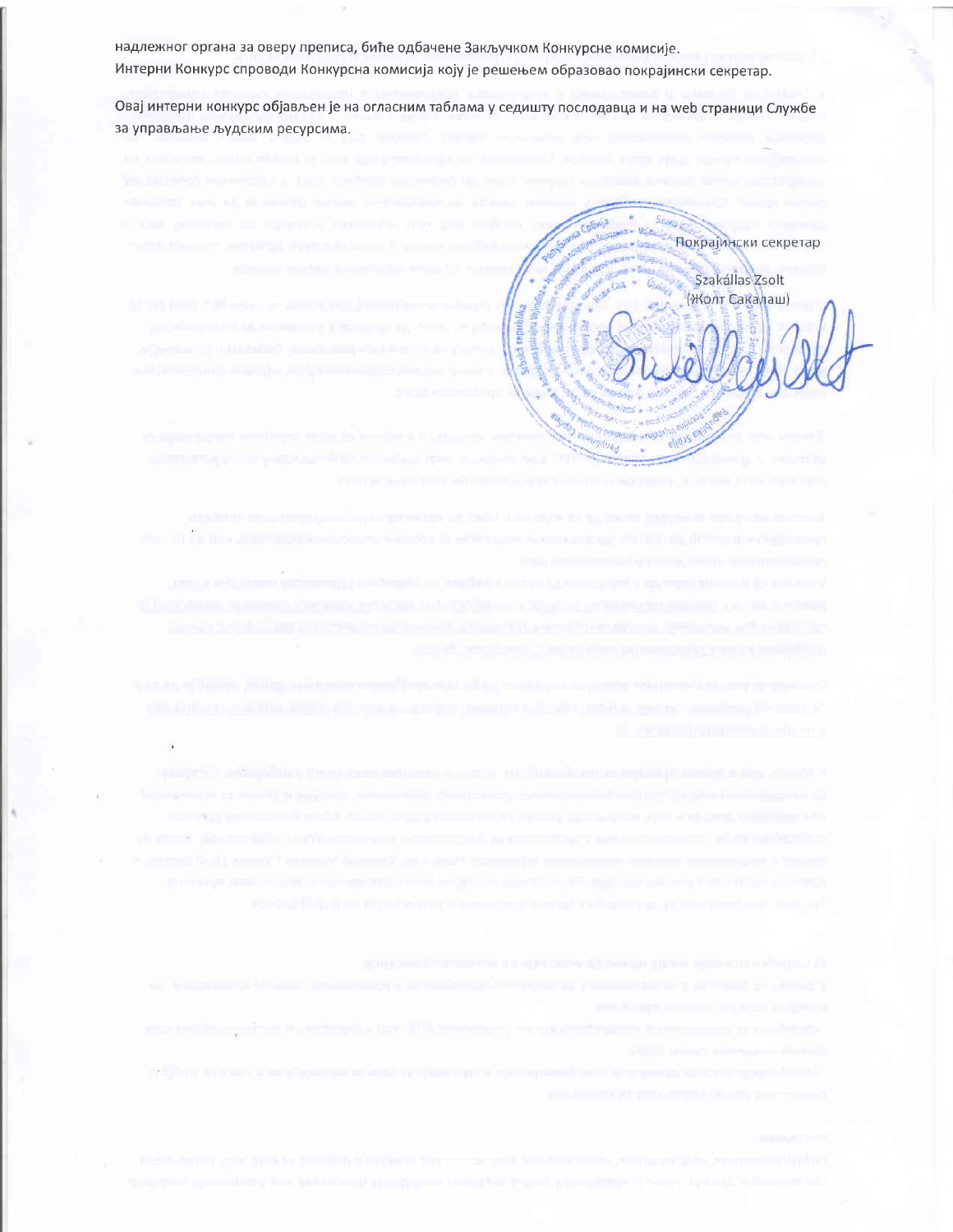надлежног органа за оверу преписа, биће одбачене Закључком Конкурсне комисије.
Интерни Конкурс спроводи Конкурсна комисија коју је решењем образовао покрајински секретар.

Овај интерни конкурс објављен је на огласним таблама у седишту послодавца и на web страници Службе за управљање људским ресурсима.

Покрајински секретар

Szakállas Zsolt
(Жолт Сакалаш)